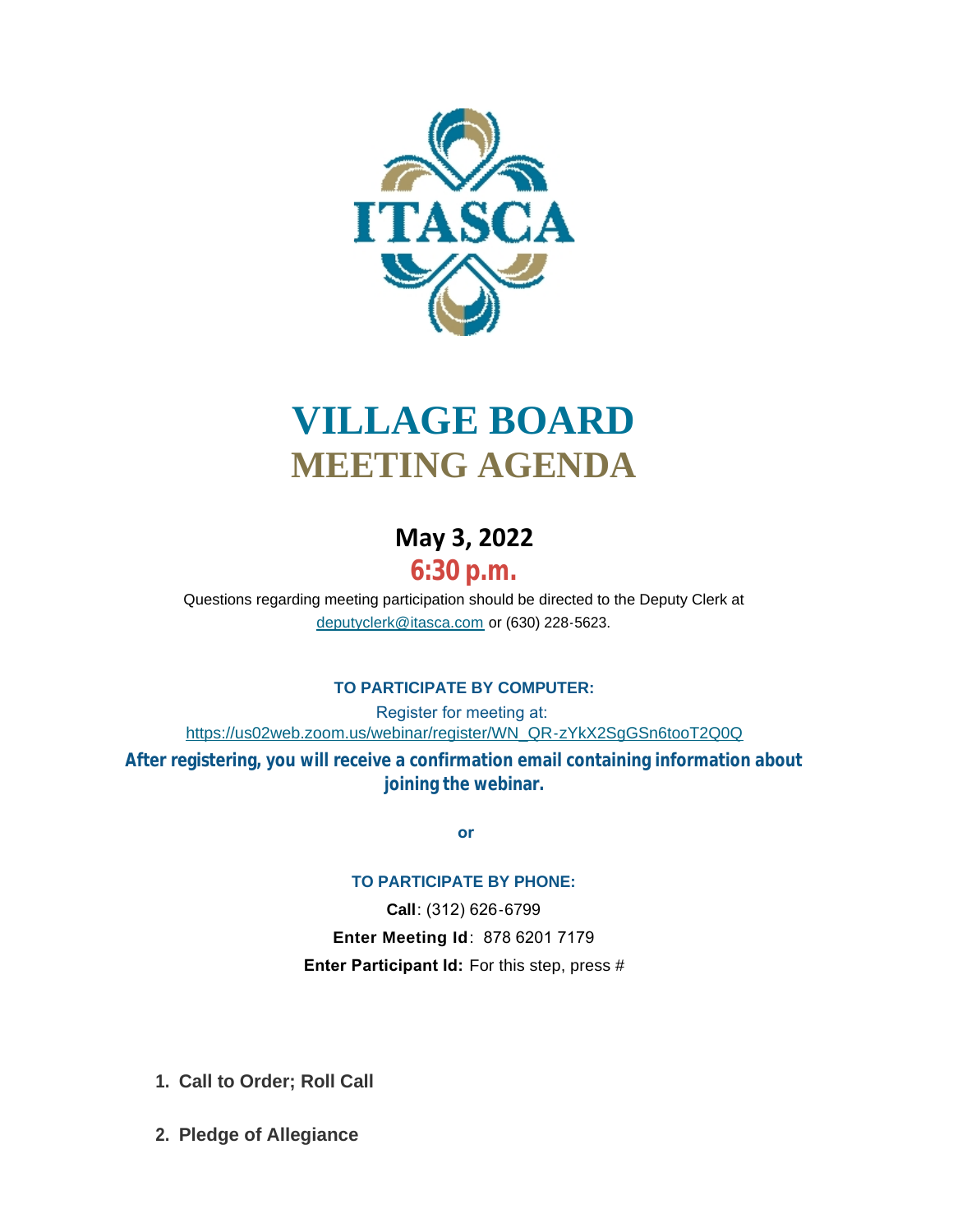ITASCA

# VILLAGE BOARD
# MEETING AGENDA

## May 3, 2022
## 6:30 p.m.

Questions regarding meeting participation should be directed to the Deputy Clerk at deputyclerk@itasca.com or (630) 228-5623.

**TO PARTICIPATE BY COMPUTER:**

Register for meeting at:
https://us02web.zoom.us/webinar/register/WN_QR-zYkX2SgGSn6tooT2Q0Q

**After registering, you will receive a confirmation email containing information about joining the webinar.**

**or**

**TO PARTICIPATE BY PHONE:**

**Call**: (312) 626-6799

**Enter Meeting Id**: 878 6201 7179

**Enter Participant Id:** For this step, press #

1. **Call to Order; Roll Call**
2. **Pledge of Allegiance**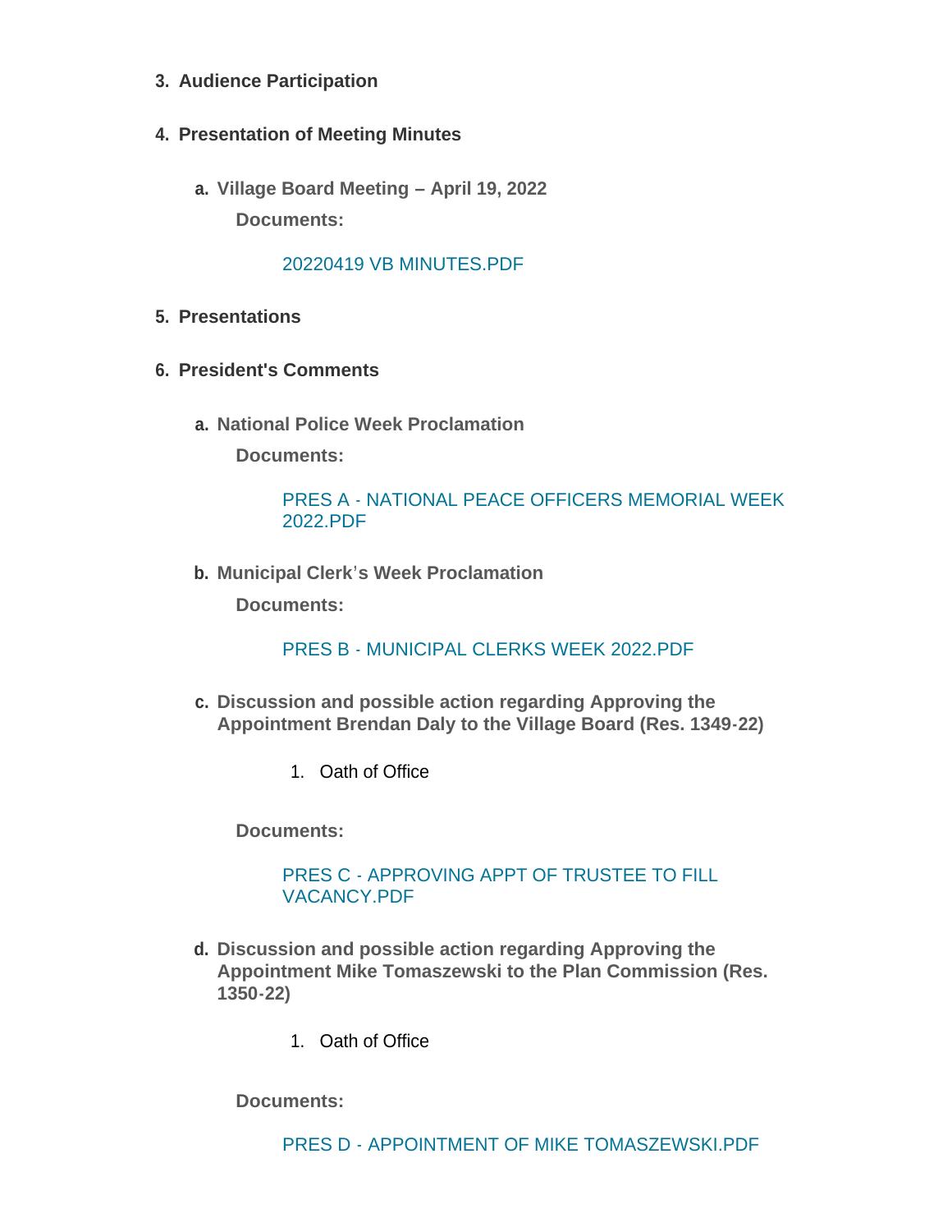3. **Audience Participation**

4. **Presentation of Meeting Minutes**

   a. **Village Board Meeting – April 19, 2022**

      **Documents:**

      20220419 VB MINUTES.PDF

5. **Presentations**

6. **President's Comments**

   a. **National Police Week Proclamation**

      **Documents:**

      PRES A - NATIONAL PEACE OFFICERS MEMORIAL WEEK 2022.PDF

   b. **Municipal Clerk's Week Proclamation**

      **Documents:**

      PRES B - MUNICIPAL CLERKS WEEK 2022.PDF

   c. **Discussion and possible action regarding Approving the Appointment Brendan Daly to the Village Board (Res. 1349-22)**

      1. Oath of Office

      **Documents:**

      PRES C - APPROVING APPT OF TRUSTEE TO FILL VACANCY.PDF

   d. **Discussion and possible action regarding Approving the Appointment Mike Tomaszewski to the Plan Commission (Res. 1350-22)**

      1. Oath of Office

      **Documents:**

      PRES D - APPOINTMENT OF MIKE TOMASZEWSKI.PDF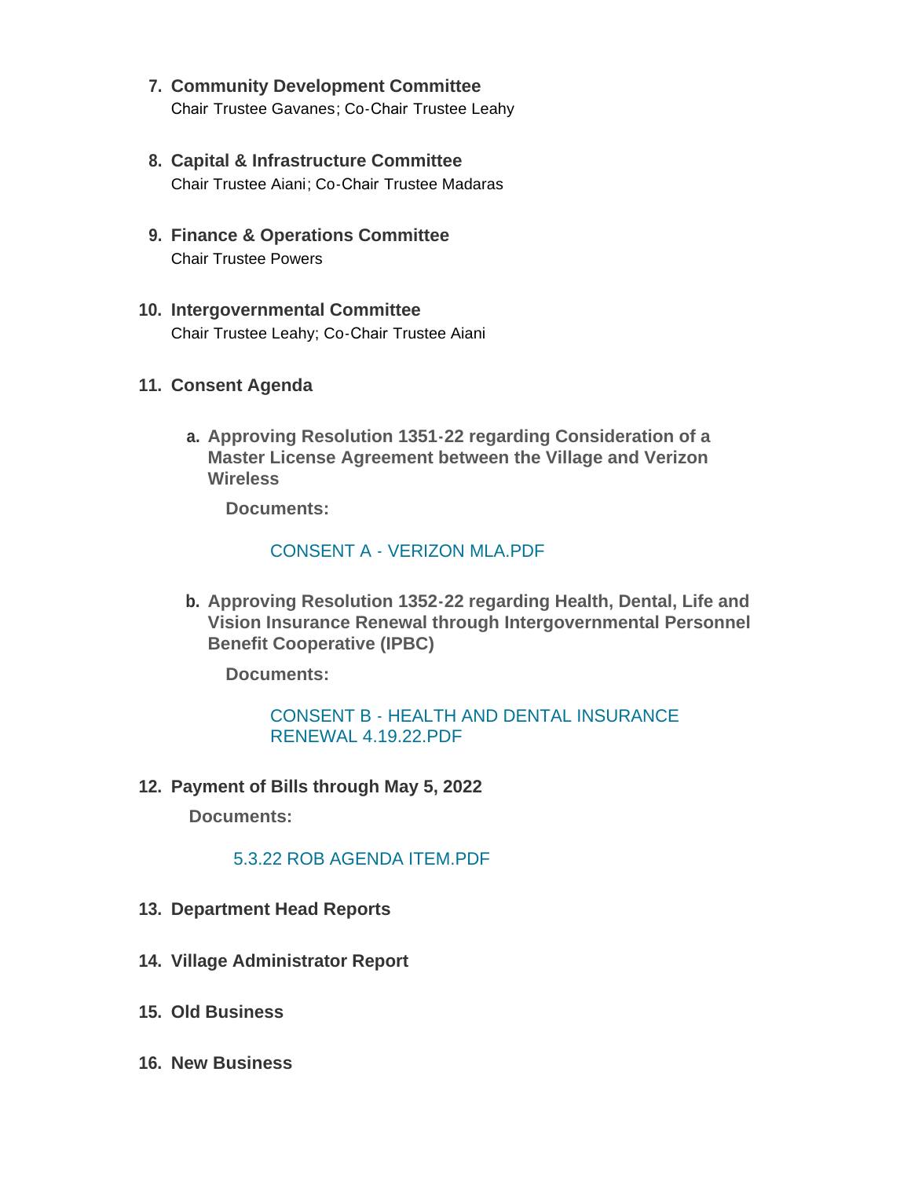7. **Community Development Committee**
   Chair Trustee Gavanes; Co-Chair Trustee Leahy

8. **Capital & Infrastructure Committee**
   Chair Trustee Aiani; Co-Chair Trustee Madaras

9. **Finance & Operations Committee**
   Chair Trustee Powers

10. **Intergovernmental Committee**
    Chair Trustee Leahy; Co-Chair Trustee Aiani

11. **Consent Agenda**

    a. **Approving Resolution 1351-22 regarding Consideration of a Master License Agreement between the Village and Verizon Wireless**

       **Documents:**

       CONSENT A - VERIZON MLA.PDF

    b. **Approving Resolution 1352-22 regarding Health, Dental, Life and Vision Insurance Renewal through Intergovernmental Personnel Benefit Cooperative (IPBC)**

       **Documents:**

       CONSENT B - HEALTH AND DENTAL INSURANCE RENEWAL 4.19.22.PDF

12. **Payment of Bills through May 5, 2022**

    **Documents:**

    5.3.22 ROB AGENDA ITEM.PDF

13. **Department Head Reports**

14. **Village Administrator Report**

15. **Old Business**

16. **New Business**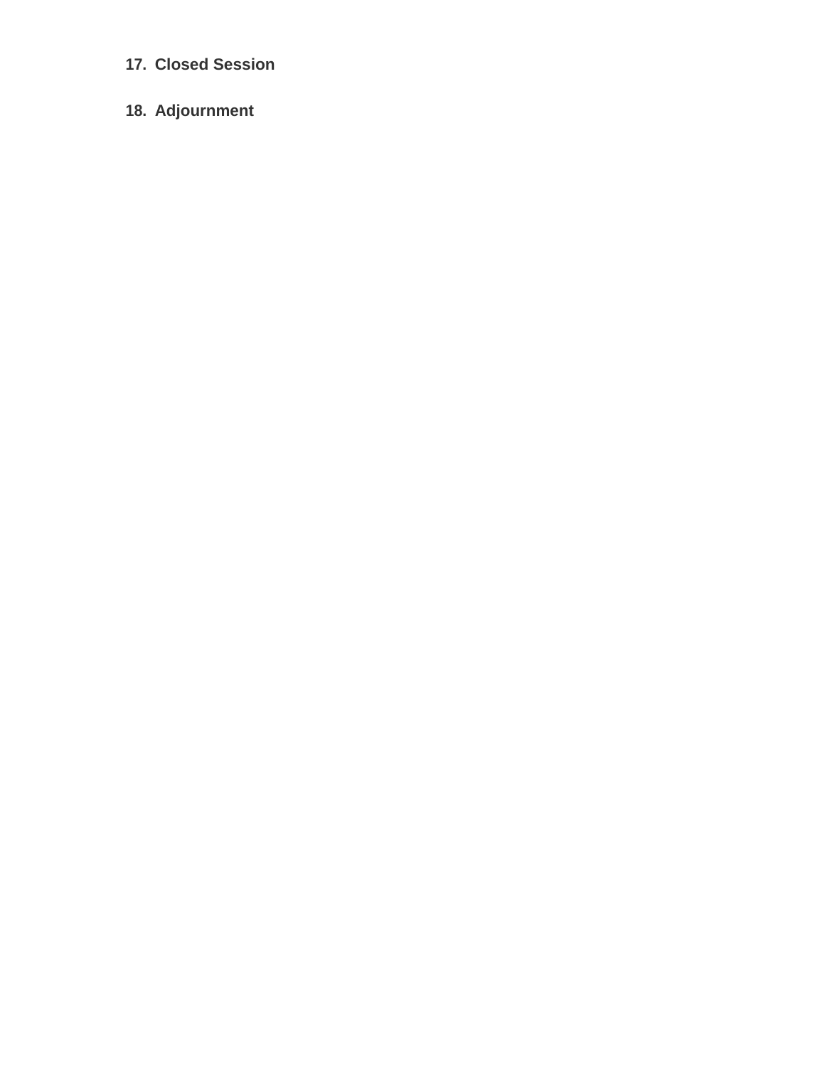**17. Closed Session**

**18. Adjournment**